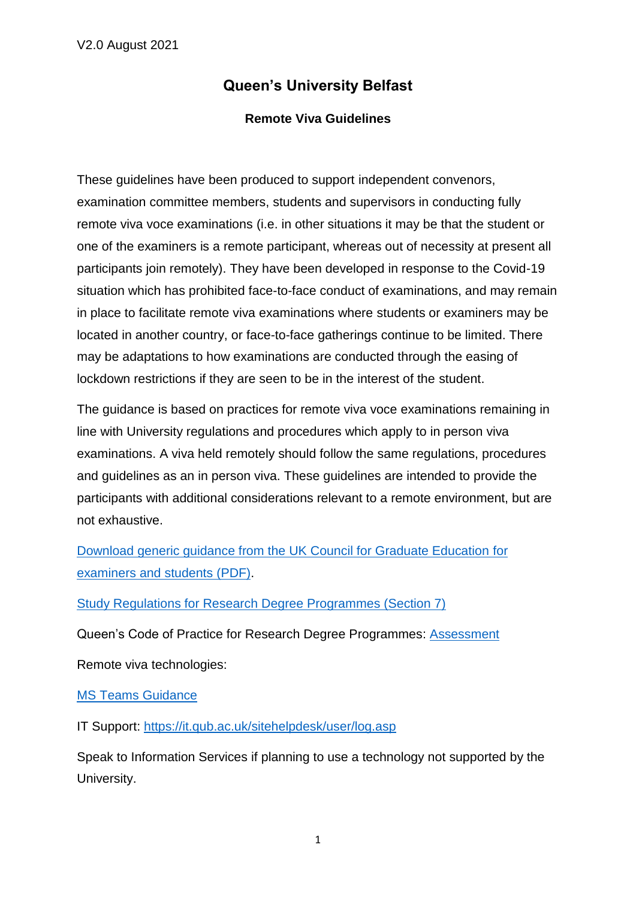V2.0 August 2021

# Queen's University Belfast

## Remote Viva Guidelines

These guidelines have been produced to support independent convenors, examination committee members, students and supervisors in conducting fully remote viva voce examinations (i.e. in other situations it may be that the student or one of the examiners is a remote participant, whereas out of necessity at present all participants join remotely). They have been developed in response to the Covid-19 situation which has prohibited face-to-face conduct of examinations, and may remain in place to facilitate remote viva examinations where students or examiners may be located in another country, or face-to-face gatherings continue to be limited. There may be adaptations to how examinations are conducted through the easing of lockdown restrictions if they are seen to be in the interest of the student.

The guidance is based on practices for remote viva voce examinations remaining in line with University regulations and procedures which apply to in person viva examinations. A viva held remotely should follow the same regulations, procedures and guidelines as an in person viva. These guidelines are intended to provide the participants with additional considerations relevant to a remote environment, but are not exhaustive.

Download generic guidance from the UK Council for Graduate Education for examiners and students (PDF).

Study Regulations for Research Degree Programmes (Section 7)

Queen's Code of Practice for Research Degree Programmes: Assessment

Remote viva technologies:

MS Teams Guidance

IT Support: https://it.qub.ac.uk/sitehelpdesk/user/log.asp

Speak to Information Services if planning to use a technology not supported by the University.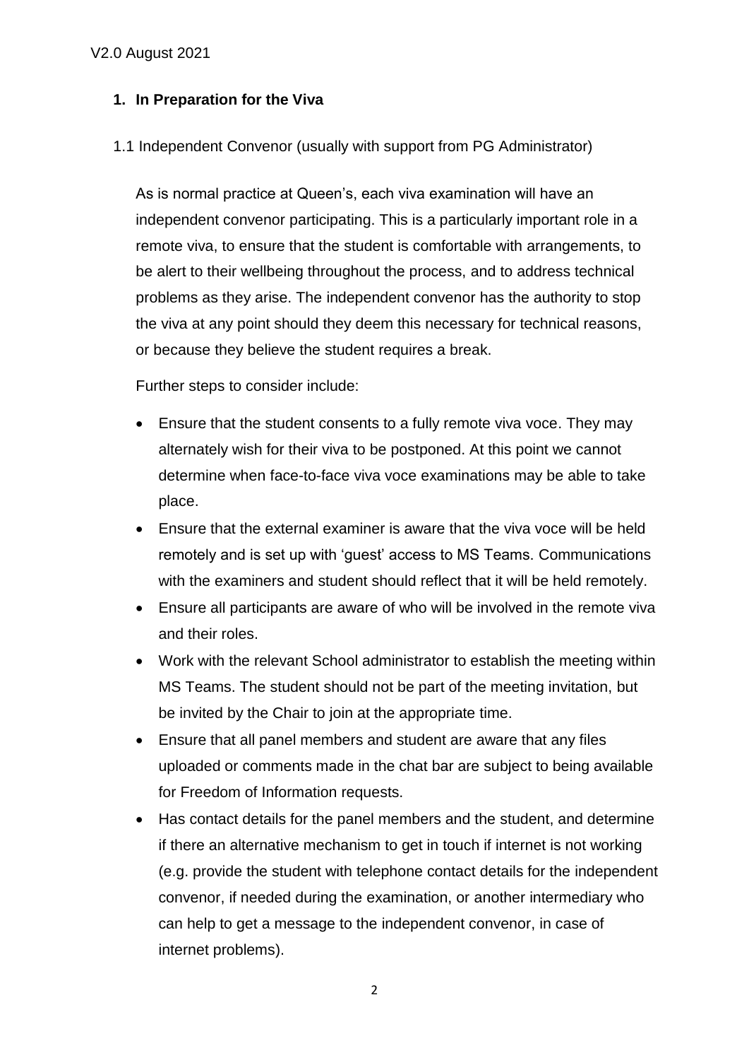## 1. In Preparation for the Viva

1.1 Independent Convenor (usually with support from PG Administrator)

As is normal practice at Queen's, each viva examination will have an independent convenor participating. This is a particularly important role in a remote viva, to ensure that the student is comfortable with arrangements, to be alert to their wellbeing throughout the process, and to address technical problems as they arise. The independent convenor has the authority to stop the viva at any point should they deem this necessary for technical reasons, or because they believe the student requires a break.

Further steps to consider include:

- Ensure that the student consents to a fully remote viva voce. They may alternately wish for their viva to be postponed. At this point we cannot determine when face-to-face viva voce examinations may be able to take place.
- Ensure that the external examiner is aware that the viva voce will be held remotely and is set up with 'guest' access to MS Teams. Communications with the examiners and student should reflect that it will be held remotely.
- Ensure all participants are aware of who will be involved in the remote viva and their roles.
- Work with the relevant School administrator to establish the meeting within MS Teams. The student should not be part of the meeting invitation, but be invited by the Chair to join at the appropriate time.
- Ensure that all panel members and student are aware that any files uploaded or comments made in the chat bar are subject to being available for Freedom of Information requests.
- Has contact details for the panel members and the student, and determine if there an alternative mechanism to get in touch if internet is not working (e.g. provide the student with telephone contact details for the independent convenor, if needed during the examination, or another intermediary who can help to get a message to the independent convenor, in case of internet problems).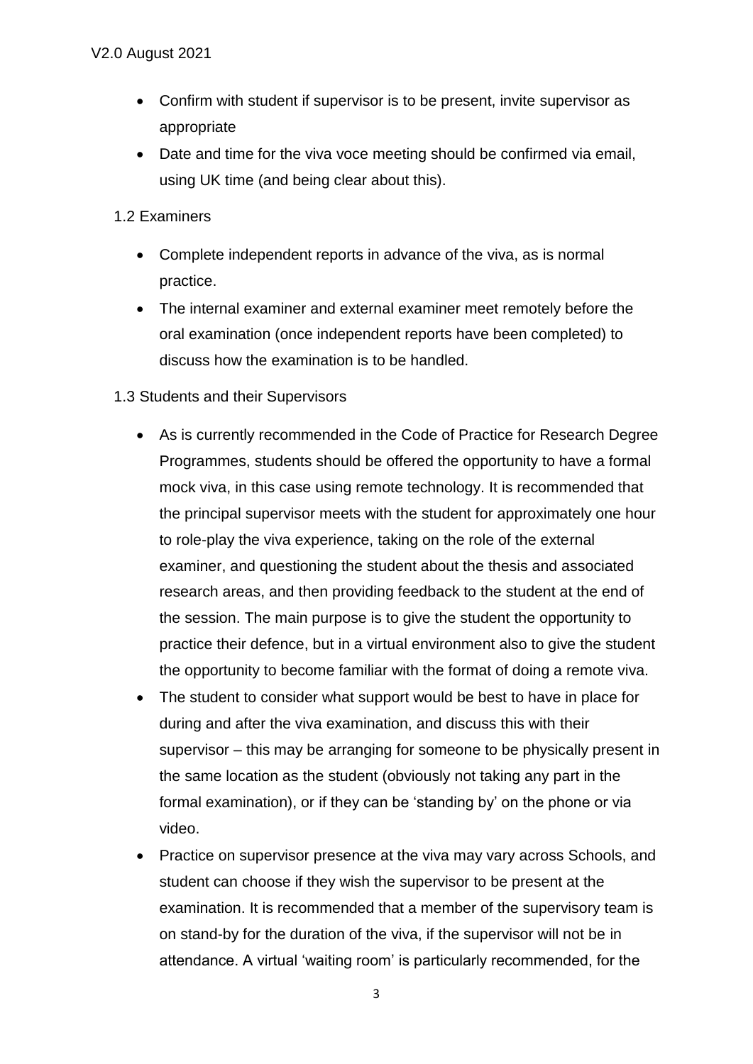- Confirm with student if supervisor is to be present, invite supervisor as appropriate
- Date and time for the viva voce meeting should be confirmed via email, using UK time (and being clear about this).

### 1.2 Examiners

- Complete independent reports in advance of the viva, as is normal practice.
- The internal examiner and external examiner meet remotely before the oral examination (once independent reports have been completed) to discuss how the examination is to be handled.

### 1.3 Students and their Supervisors

- As is currently recommended in the Code of Practice for Research Degree Programmes, students should be offered the opportunity to have a formal mock viva, in this case using remote technology. It is recommended that the principal supervisor meets with the student for approximately one hour to role-play the viva experience, taking on the role of the external examiner, and questioning the student about the thesis and associated research areas, and then providing feedback to the student at the end of the session. The main purpose is to give the student the opportunity to practice their defence, but in a virtual environment also to give the student the opportunity to become familiar with the format of doing a remote viva.
- The student to consider what support would be best to have in place for during and after the viva examination, and discuss this with their supervisor – this may be arranging for someone to be physically present in the same location as the student (obviously not taking any part in the formal examination), or if they can be 'standing by' on the phone or via video.
- Practice on supervisor presence at the viva may vary across Schools, and student can choose if they wish the supervisor to be present at the examination. It is recommended that a member of the supervisory team is on stand-by for the duration of the viva, if the supervisor will not be in attendance. A virtual 'waiting room' is particularly recommended, for the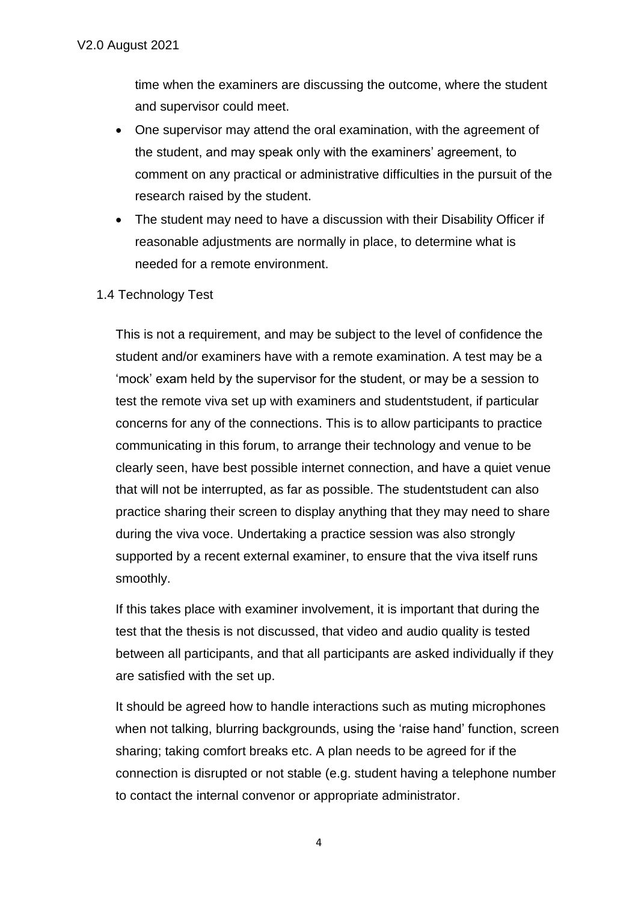time when the examiners are discussing the outcome, where the student and supervisor could meet.

- One supervisor may attend the oral examination, with the agreement of the student, and may speak only with the examiners' agreement, to comment on any practical or administrative difficulties in the pursuit of the research raised by the student.
- The student may need to have a discussion with their Disability Officer if reasonable adjustments are normally in place, to determine what is needed for a remote environment.

1.4 Technology Test

This is not a requirement, and may be subject to the level of confidence the student and/or examiners have with a remote examination. A test may be a 'mock' exam held by the supervisor for the student, or may be a session to test the remote viva set up with examiners and studentstudent, if particular concerns for any of the connections. This is to allow participants to practice communicating in this forum, to arrange their technology and venue to be clearly seen, have best possible internet connection, and have a quiet venue that will not be interrupted, as far as possible. The studentstudent can also practice sharing their screen to display anything that they may need to share during the viva voce. Undertaking a practice session was also strongly supported by a recent external examiner, to ensure that the viva itself runs smoothly.

If this takes place with examiner involvement, it is important that during the test that the thesis is not discussed, that video and audio quality is tested between all participants, and that all participants are asked individually if they are satisfied with the set up.

It should be agreed how to handle interactions such as muting microphones when not talking, blurring backgrounds, using the 'raise hand' function, screen sharing; taking comfort breaks etc. A plan needs to be agreed for if the connection is disrupted or not stable (e.g. student having a telephone number to contact the internal convenor or appropriate administrator.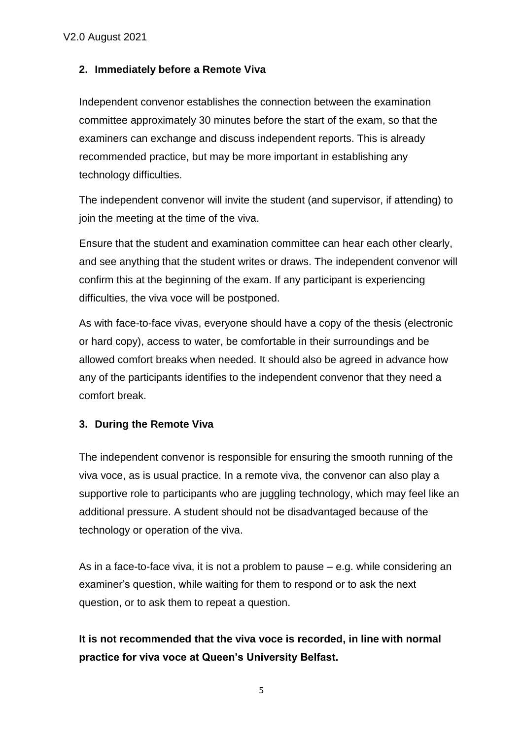## 2. Immediately before a Remote Viva

Independent convenor establishes the connection between the examination committee approximately 30 minutes before the start of the exam, so that the examiners can exchange and discuss independent reports. This is already recommended practice, but may be more important in establishing any technology difficulties.

The independent convenor will invite the student (and supervisor, if attending) to join the meeting at the time of the viva.

Ensure that the student and examination committee can hear each other clearly, and see anything that the student writes or draws. The independent convenor will confirm this at the beginning of the exam. If any participant is experiencing difficulties, the viva voce will be postponed.

As with face-to-face vivas, everyone should have a copy of the thesis (electronic or hard copy), access to water, be comfortable in their surroundings and be allowed comfort breaks when needed. It should also be agreed in advance how any of the participants identifies to the independent convenor that they need a comfort break.

## 3. During the Remote Viva

The independent convenor is responsible for ensuring the smooth running of the viva voce, as is usual practice. In a remote viva, the convenor can also play a supportive role to participants who are juggling technology, which may feel like an additional pressure. A student should not be disadvantaged because of the technology or operation of the viva.

As in a face-to-face viva, it is not a problem to pause – e.g. while considering an examiner's question, while waiting for them to respond or to ask the next question, or to ask them to repeat a question.

**It is not recommended that the viva voce is recorded, in line with normal practice for viva voce at Queen's University Belfast.**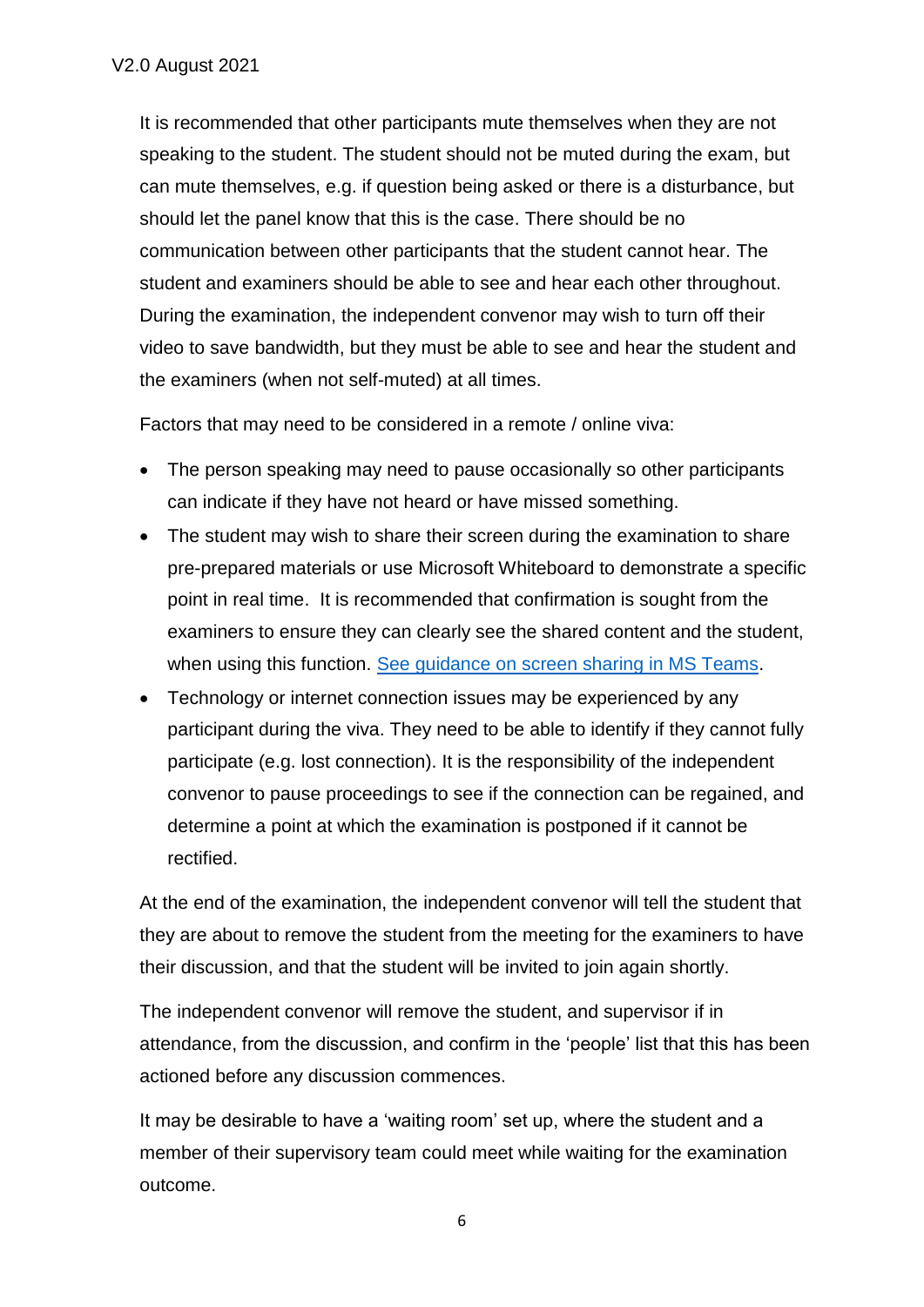It is recommended that other participants mute themselves when they are not speaking to the student. The student should not be muted during the exam, but can mute themselves, e.g. if question being asked or there is a disturbance, but should let the panel know that this is the case. There should be no communication between other participants that the student cannot hear. The student and examiners should be able to see and hear each other throughout. During the examination, the independent convenor may wish to turn off their video to save bandwidth, but they must be able to see and hear the student and the examiners (when not self-muted) at all times.

Factors that may need to be considered in a remote / online viva:

- The person speaking may need to pause occasionally so other participants can indicate if they have not heard or have missed something.
- The student may wish to share their screen during the examination to share pre-prepared materials or use Microsoft Whiteboard to demonstrate a specific point in real time. It is recommended that confirmation is sought from the examiners to ensure they can clearly see the shared content and the student, when using this function. See guidance on screen sharing in MS Teams.
- Technology or internet connection issues may be experienced by any participant during the viva. They need to be able to identify if they cannot fully participate (e.g. lost connection). It is the responsibility of the independent convenor to pause proceedings to see if the connection can be regained, and determine a point at which the examination is postponed if it cannot be rectified.

At the end of the examination, the independent convenor will tell the student that they are about to remove the student from the meeting for the examiners to have their discussion, and that the student will be invited to join again shortly.

The independent convenor will remove the student, and supervisor if in attendance, from the discussion, and confirm in the 'people' list that this has been actioned before any discussion commences.

It may be desirable to have a 'waiting room' set up, where the student and a member of their supervisory team could meet while waiting for the examination outcome.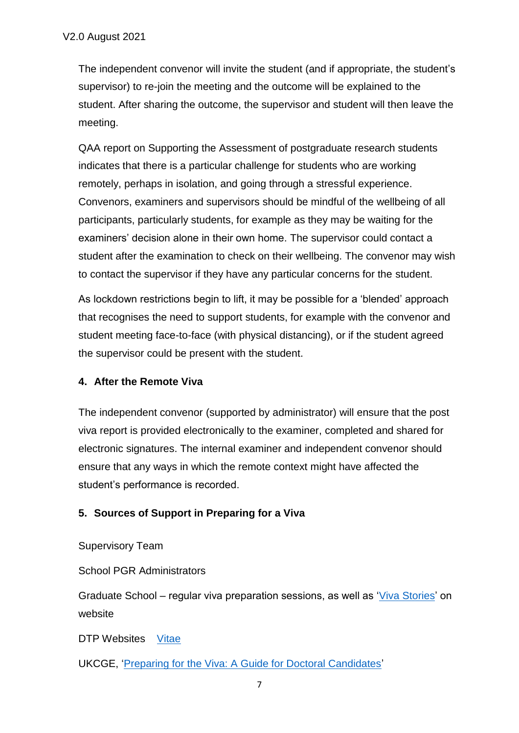The independent convenor will invite the student (and if appropriate, the student's supervisor) to re-join the meeting and the outcome will be explained to the student. After sharing the outcome, the supervisor and student will then leave the meeting.

QAA report on Supporting the Assessment of postgraduate research students indicates that there is a particular challenge for students who are working remotely, perhaps in isolation, and going through a stressful experience. Convenors, examiners and supervisors should be mindful of the wellbeing of all participants, particularly students, for example as they may be waiting for the examiners' decision alone in their own home. The supervisor could contact a student after the examination to check on their wellbeing. The convenor may wish to contact the supervisor if they have any particular concerns for the student.

As lockdown restrictions begin to lift, it may be possible for a 'blended' approach that recognises the need to support students, for example with the convenor and student meeting face-to-face (with physical distancing), or if the student agreed the supervisor could be present with the student.

## 4. After the Remote Viva

The independent convenor (supported by administrator) will ensure that the post viva report is provided electronically to the examiner, completed and shared for electronic signatures. The internal examiner and independent convenor should ensure that any ways in which the remote context might have affected the student's performance is recorded.

## 5. Sources of Support in Preparing for a Viva

Supervisory Team

School PGR Administrators

Graduate School – regular viva preparation sessions, as well as 'Viva Stories' on website

DTP Websites Vitae

UKCGE, 'Preparing for the Viva: A Guide for Doctoral Candidates'